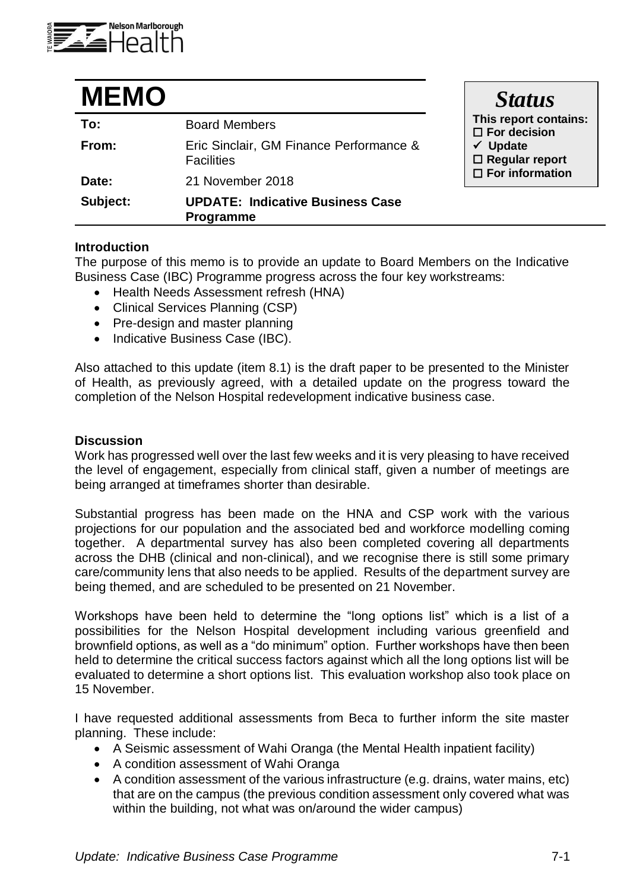Nelson Marlborough Health

# MEMO

| | |
|---|---|
| **To:** | Board Members |
| **From:** | Eric Sinclair, GM Finance Performance & Facilities |
| **Date:** | 21 November 2018 |
| **Subject:** | **UPDATE: Indicative Business Case Programme** |

***Status***

**This report contains:**

- ☐ **For decision**
- ✓ **Update**
- ☐ **Regular report**
- ☐ **For information**

**Introduction**

The purpose of this memo is to provide an update to Board Members on the Indicative Business Case (IBC) Programme progress across the four key workstreams:

- Health Needs Assessment refresh (HNA)
- Clinical Services Planning (CSP)
- Pre-design and master planning
- Indicative Business Case (IBC).

Also attached to this update (item 8.1) is the draft paper to be presented to the Minister of Health, as previously agreed, with a detailed update on the progress toward the completion of the Nelson Hospital redevelopment indicative business case.

**Discussion**

Work has progressed well over the last few weeks and it is very pleasing to have received the level of engagement, especially from clinical staff, given a number of meetings are being arranged at timeframes shorter than desirable.

Substantial progress has been made on the HNA and CSP work with the various projections for our population and the associated bed and workforce modelling coming together. A departmental survey has also been completed covering all departments across the DHB (clinical and non-clinical), and we recognise there is still some primary care/community lens that also needs to be applied. Results of the department survey are being themed, and are scheduled to be presented on 21 November.

Workshops have been held to determine the "long options list" which is a list of a possibilities for the Nelson Hospital development including various greenfield and brownfield options, as well as a "do minimum" option. Further workshops have then been held to determine the critical success factors against which all the long options list will be evaluated to determine a short options list. This evaluation workshop also took place on 15 November.

I have requested additional assessments from Beca to further inform the site master planning. These include:

- A Seismic assessment of Wahi Oranga (the Mental Health inpatient facility)
- A condition assessment of Wahi Oranga
- A condition assessment of the various infrastructure (e.g. drains, water mains, etc) that are on the campus (the previous condition assessment only covered what was within the building, not what was on/around the wider campus)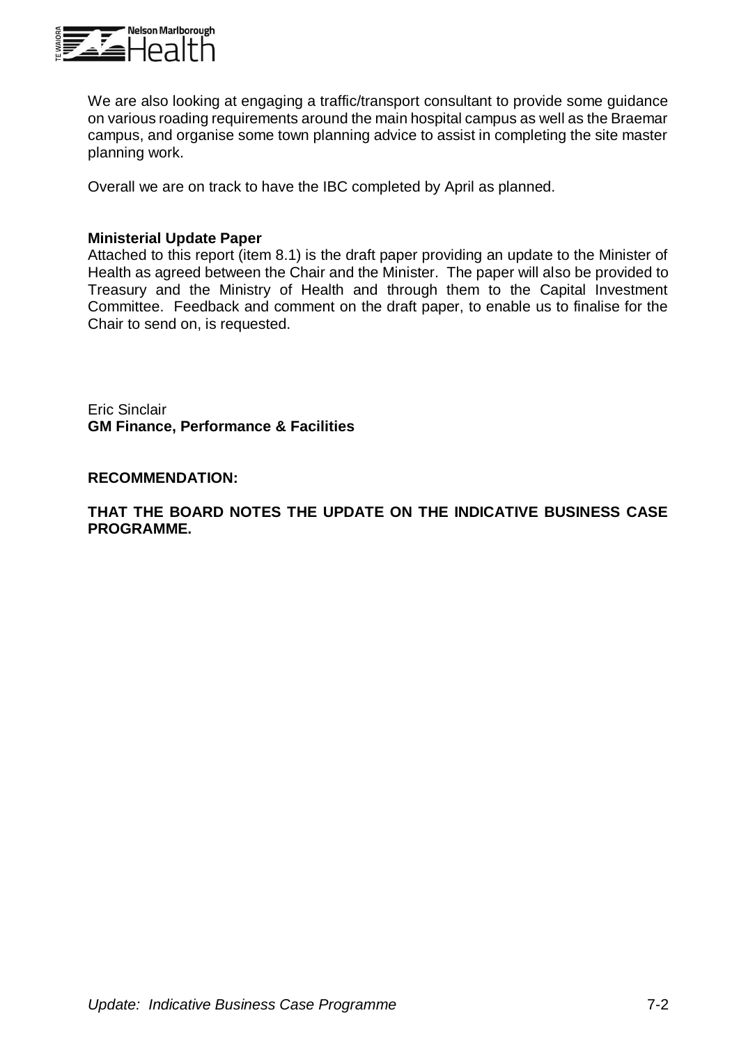We are also looking at engaging a traffic/transport consultant to provide some guidance on various roading requirements around the main hospital campus as well as the Braemar campus, and organise some town planning advice to assist in completing the site master planning work.

Overall we are on track to have the IBC completed by April as planned.

**Ministerial Update Paper**
Attached to this report (item 8.1) is the draft paper providing an update to the Minister of Health as agreed between the Chair and the Minister. The paper will also be provided to Treasury and the Ministry of Health and through them to the Capital Investment Committee. Feedback and comment on the draft paper, to enable us to finalise for the Chair to send on, is requested.

Eric Sinclair
**GM Finance, Performance & Facilities**

**RECOMMENDATION:**

**THAT THE BOARD NOTES THE UPDATE ON THE INDICATIVE BUSINESS CASE PROGRAMME.**